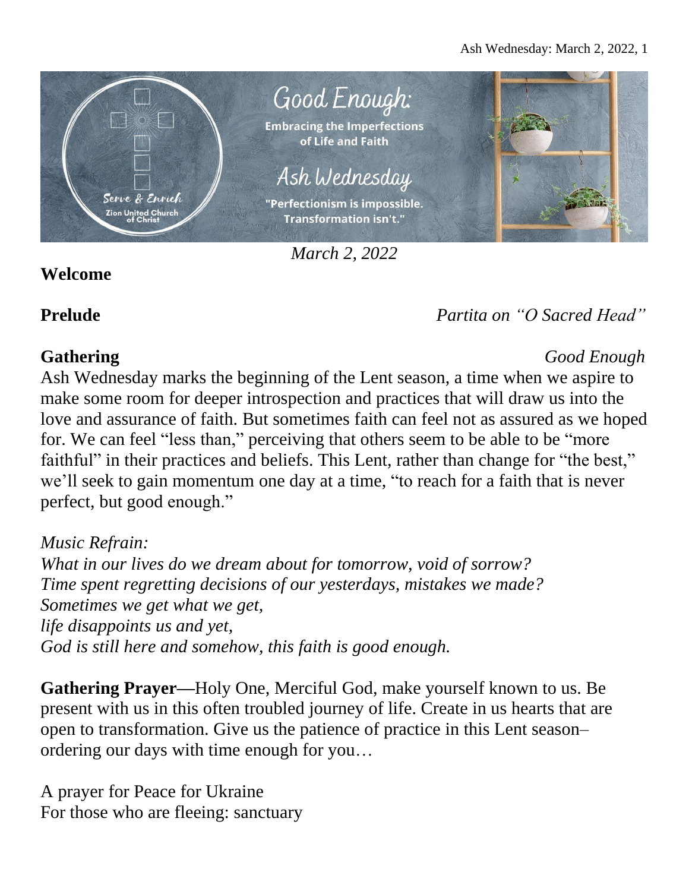Good Enough: Embracing the Imperfections of Life and Faith

Ash Wednesday

"Perfectionism is impossible. Transformation isn't."

Serve & Enrich
Zion United Church of Christ

*March 2, 2022*

**Welcome**

**Prelude** *Partita on "O Sacred Head"*

**Gathering** *Good Enough*

Ash Wednesday marks the beginning of the Lent season, a time when we aspire to make some room for deeper introspection and practices that will draw us into the love and assurance of faith. But sometimes faith can feel not as assured as we hoped for. We can feel "less than," perceiving that others seem to be able to be "more faithful" in their practices and beliefs. This Lent, rather than change for "the best," we'll seek to gain momentum one day at a time, "to reach for a faith that is never perfect, but good enough."

*Music Refrain:*
*What in our lives do we dream about for tomorrow, void of sorrow?*
*Time spent regretting decisions of our yesterdays, mistakes we made?*
*Sometimes we get what we get,*
*life disappoints us and yet,*
*God is still here and somehow, this faith is good enough.*

**Gathering Prayer—**Holy One, Merciful God, make yourself known to us. Be present with us in this often troubled journey of life. Create in us hearts that are open to transformation. Give us the patience of practice in this Lent season– ordering our days with time enough for you…

A prayer for Peace for Ukraine
For those who are fleeing: sanctuary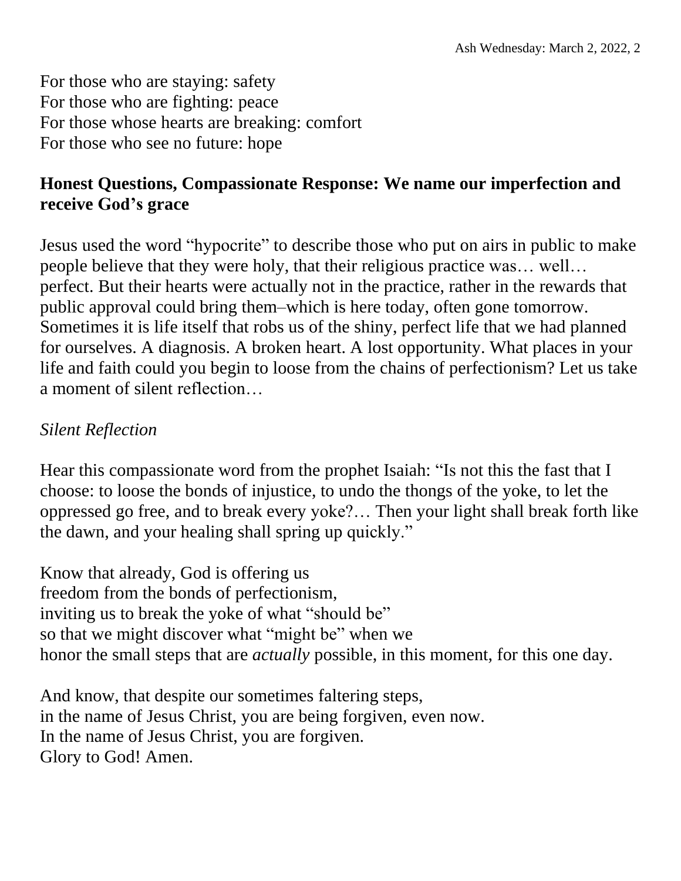For those who are staying: safety
For those who are fighting: peace
For those whose hearts are breaking: comfort
For those who see no future: hope

**Honest Questions, Compassionate Response: We name our imperfection and receive God's grace**

Jesus used the word "hypocrite" to describe those who put on airs in public to make people believe that they were holy, that their religious practice was… well… perfect. But their hearts were actually not in the practice, rather in the rewards that public approval could bring them–which is here today, often gone tomorrow. Sometimes it is life itself that robs us of the shiny, perfect life that we had planned for ourselves. A diagnosis. A broken heart. A lost opportunity. What places in your life and faith could you begin to loose from the chains of perfectionism? Let us take a moment of silent reflection…

*Silent Reflection*

Hear this compassionate word from the prophet Isaiah: "Is not this the fast that I choose: to loose the bonds of injustice, to undo the thongs of the yoke, to let the oppressed go free, and to break every yoke?… Then your light shall break forth like the dawn, and your healing shall spring up quickly."

Know that already, God is offering us
freedom from the bonds of perfectionism,
inviting us to break the yoke of what "should be"
so that we might discover what "might be" when we
honor the small steps that are *actually* possible, in this moment, for this one day.

And know, that despite our sometimes faltering steps,
in the name of Jesus Christ, you are being forgiven, even now.
In the name of Jesus Christ, you are forgiven.
Glory to God! Amen.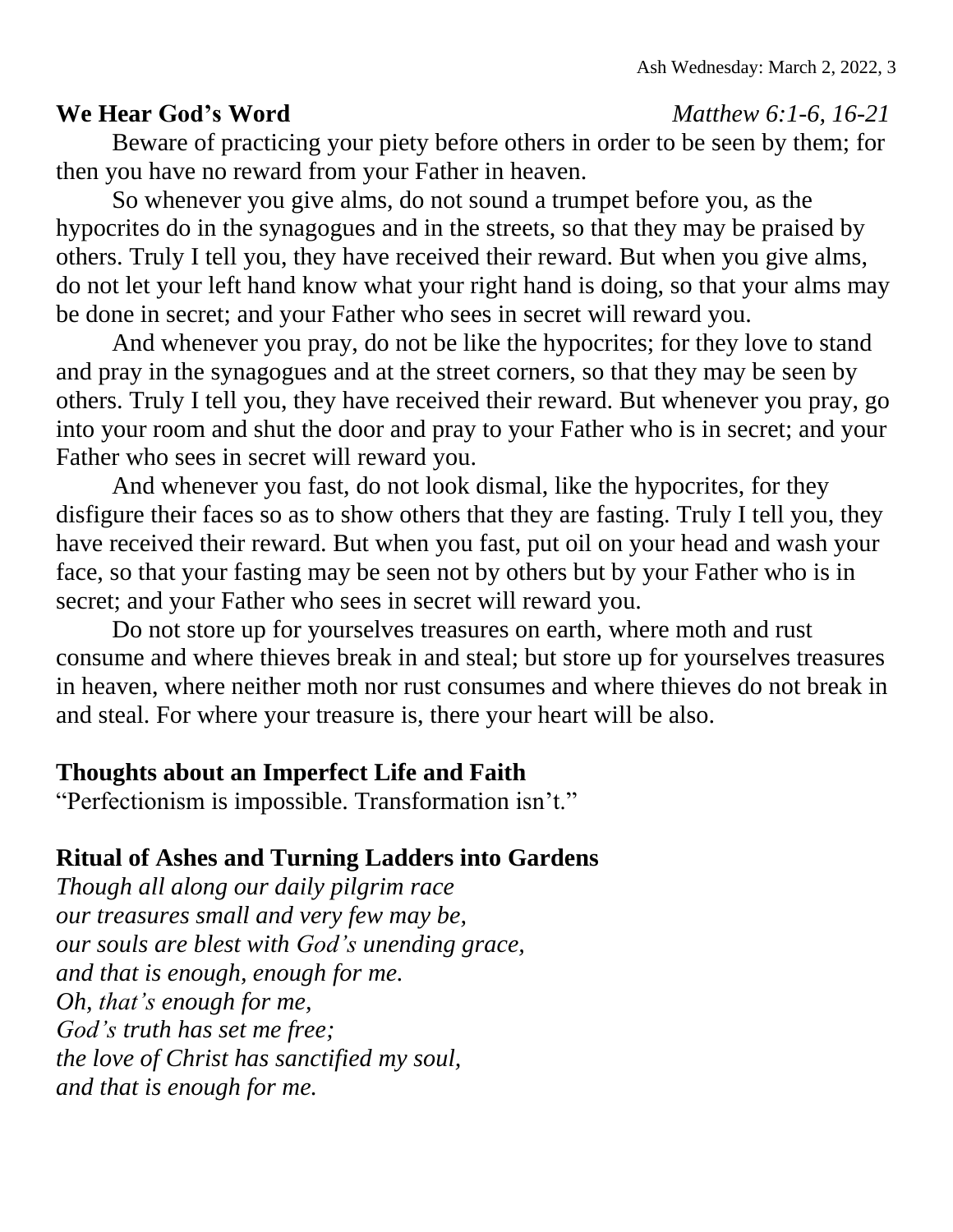## We Hear God's Word *Matthew 6:1-6, 16-21*

Beware of practicing your piety before others in order to be seen by them; for then you have no reward from your Father in heaven.

So whenever you give alms, do not sound a trumpet before you, as the hypocrites do in the synagogues and in the streets, so that they may be praised by others. Truly I tell you, they have received their reward. But when you give alms, do not let your left hand know what your right hand is doing, so that your alms may be done in secret; and your Father who sees in secret will reward you.

And whenever you pray, do not be like the hypocrites; for they love to stand and pray in the synagogues and at the street corners, so that they may be seen by others. Truly I tell you, they have received their reward. But whenever you pray, go into your room and shut the door and pray to your Father who is in secret; and your Father who sees in secret will reward you.

And whenever you fast, do not look dismal, like the hypocrites, for they disfigure their faces so as to show others that they are fasting. Truly I tell you, they have received their reward. But when you fast, put oil on your head and wash your face, so that your fasting may be seen not by others but by your Father who is in secret; and your Father who sees in secret will reward you.

Do not store up for yourselves treasures on earth, where moth and rust consume and where thieves break in and steal; but store up for yourselves treasures in heaven, where neither moth nor rust consumes and where thieves do not break in and steal. For where your treasure is, there your heart will be also.

## Thoughts about an Imperfect Life and Faith

"Perfectionism is impossible. Transformation isn't."

## Ritual of Ashes and Turning Ladders into Gardens

*Though all along our daily pilgrim race*
*our treasures small and very few may be,*
*our souls are blest with God's unending grace,*
*and that is enough, enough for me.*
*Oh, that's enough for me,*
*God's truth has set me free;*
*the love of Christ has sanctified my soul,*
*and that is enough for me.*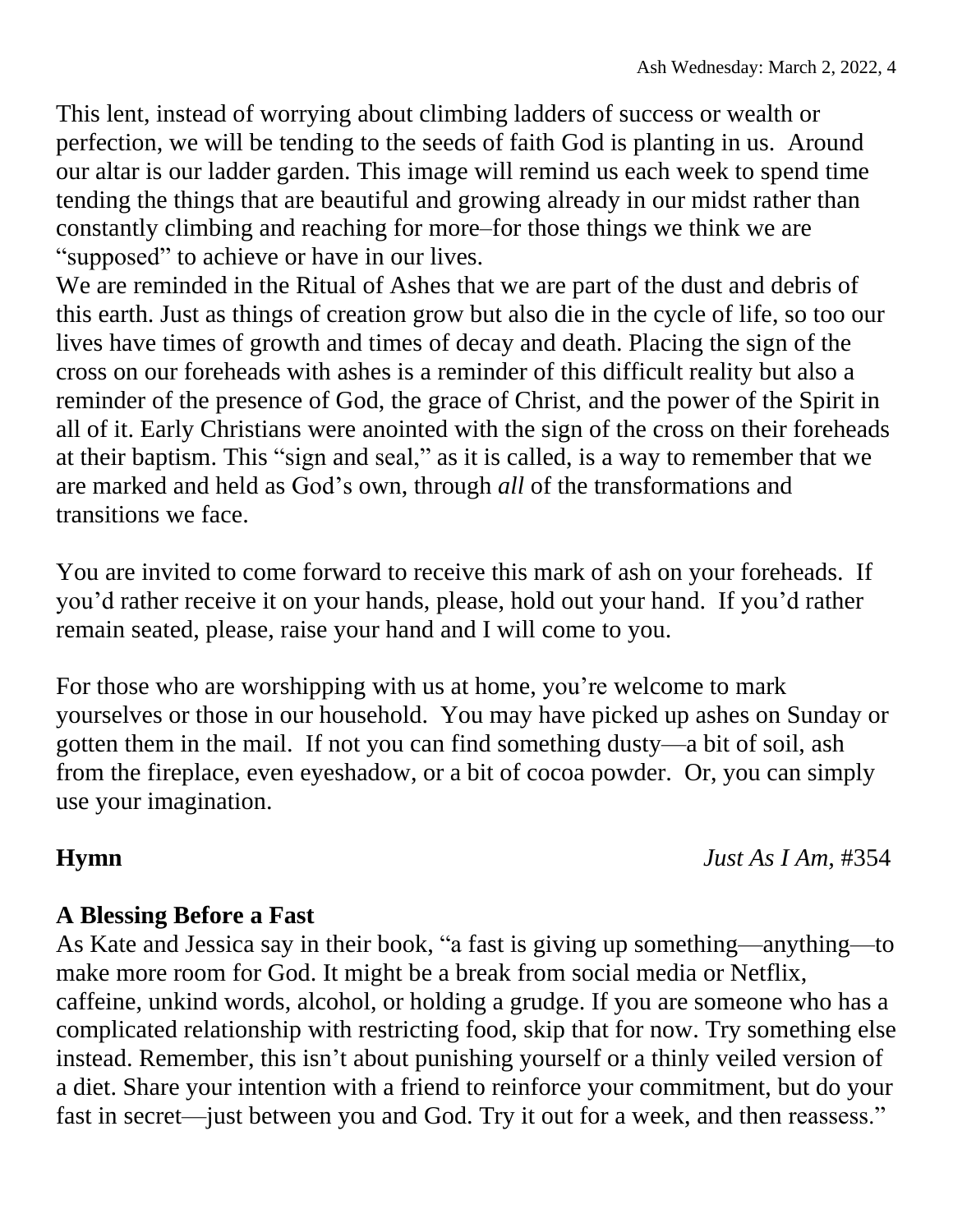This lent, instead of worrying about climbing ladders of success or wealth or perfection, we will be tending to the seeds of faith God is planting in us. Around our altar is our ladder garden. This image will remind us each week to spend time tending the things that are beautiful and growing already in our midst rather than constantly climbing and reaching for more–for those things we think we are "supposed" to achieve or have in our lives.

We are reminded in the Ritual of Ashes that we are part of the dust and debris of this earth. Just as things of creation grow but also die in the cycle of life, so too our lives have times of growth and times of decay and death. Placing the sign of the cross on our foreheads with ashes is a reminder of this difficult reality but also a reminder of the presence of God, the grace of Christ, and the power of the Spirit in all of it. Early Christians were anointed with the sign of the cross on their foreheads at their baptism. This "sign and seal," as it is called, is a way to remember that we are marked and held as God's own, through *all* of the transformations and transitions we face.

You are invited to come forward to receive this mark of ash on your foreheads. If you'd rather receive it on your hands, please, hold out your hand. If you'd rather remain seated, please, raise your hand and I will come to you.

For those who are worshipping with us at home, you're welcome to mark yourselves or those in our household. You may have picked up ashes on Sunday or gotten them in the mail. If not you can find something dusty—a bit of soil, ash from the fireplace, even eyeshadow, or a bit of cocoa powder. Or, you can simply use your imagination.

**Hymn** *Just As I Am*, #354

**A Blessing Before a Fast**

As Kate and Jessica say in their book, "a fast is giving up something—anything—to make more room for God. It might be a break from social media or Netflix, caffeine, unkind words, alcohol, or holding a grudge. If you are someone who has a complicated relationship with restricting food, skip that for now. Try something else instead. Remember, this isn't about punishing yourself or a thinly veiled version of a diet. Share your intention with a friend to reinforce your commitment, but do your fast in secret—just between you and God. Try it out for a week, and then reassess."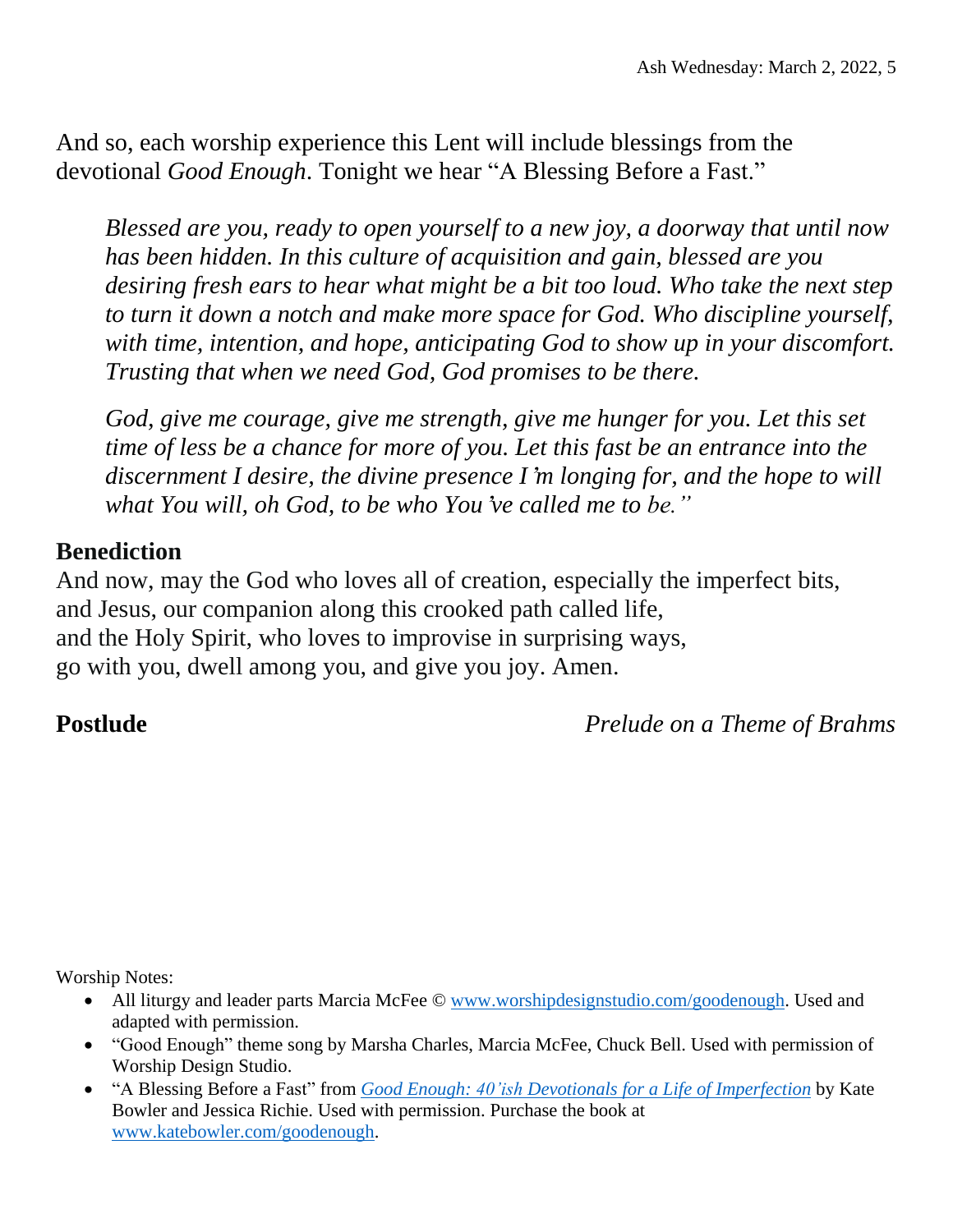And so, each worship experience this Lent will include blessings from the devotional *Good Enough*. Tonight we hear “A Blessing Before a Fast.”

> *Blessed are you, ready to open yourself to a new joy, a doorway that until now has been hidden. In this culture of acquisition and gain, blessed are you desiring fresh ears to hear what might be a bit too loud. Who take the next step to turn it down a notch and make more space for God. Who discipline yourself, with time, intention, and hope, anticipating God to show up in your discomfort. Trusting that when we need God, God promises to be there.*
>
> *God, give me courage, give me strength, give me hunger for you. Let this set time of less be a chance for more of you. Let this fast be an entrance into the discernment I desire, the divine presence I'm longing for, and the hope to will what You will, oh God, to be who You've called me to be.”*

**Benediction**

And now, may the God who loves all of creation, especially the imperfect bits,
and Jesus, our companion along this crooked path called life,
and the Holy Spirit, who loves to improvise in surprising ways,
go with you, dwell among you, and give you joy. Amen.

**Postlude** *Prelude on a Theme of Brahms*

Worship Notes:

- All liturgy and leader parts Marcia McFee © www.worshipdesignstudio.com/goodenough. Used and adapted with permission.
- “Good Enough” theme song by Marsha Charles, Marcia McFee, Chuck Bell. Used with permission of Worship Design Studio.
- “A Blessing Before a Fast” from *Good Enough: 40'ish Devotionals for a Life of Imperfection* by Kate Bowler and Jessica Richie. Used with permission. Purchase the book at www.katebowler.com/goodenough.